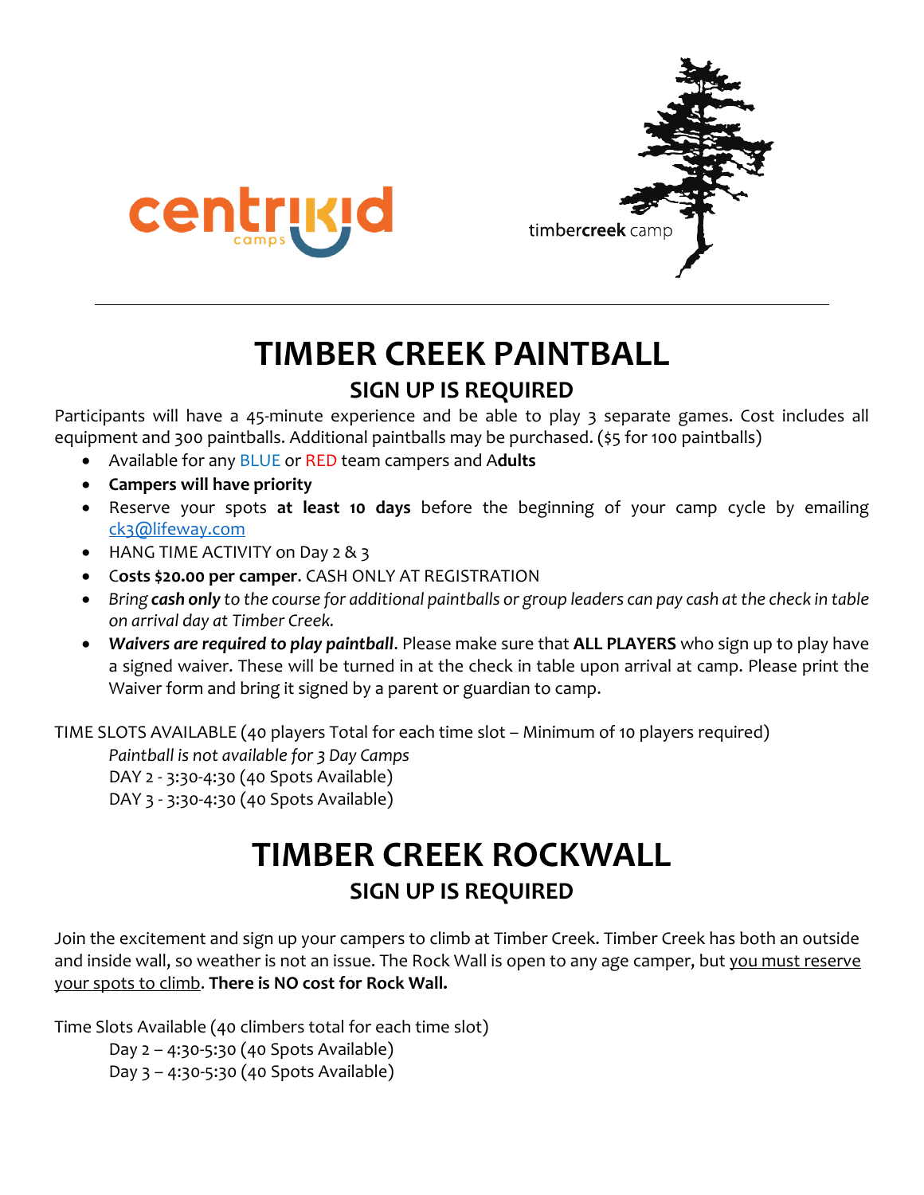centrikid camps

timbercreek camp

# TIMBER CREEK PAINTBALL

## SIGN UP IS REQUIRED

Participants will have a 45-minute experience and be able to play 3 separate games. Cost includes all equipment and 300 paintballs. Additional paintballs may be purchased. ($5 for 100 paintballs)

- Available for any BLUE or RED team campers and A**dults**
- **Campers will have priority**
- Reserve your spots **at least 10 days** before the beginning of your camp cycle by emailing ck3@lifeway.com
- HANG TIME ACTIVITY on Day 2 & 3
- C**osts $20.00 per camper**. CASH ONLY AT REGISTRATION
- *Bring **cash only** to the course for additional paintballs or group leaders can pay cash at the check in table on arrival day at Timber Creek.*
- ***Waivers are required to play paintball***. Please make sure that **ALL PLAYERS** who sign up to play have a signed waiver. These will be turned in at the check in table upon arrival at camp. Please print the Waiver form and bring it signed by a parent or guardian to camp.

TIME SLOTS AVAILABLE (40 players Total for each time slot – Minimum of 10 players required)

*Paintball is not available for 3 Day Camps*
DAY 2 - 3:30-4:30 (40 Spots Available)
DAY 3 - 3:30-4:30 (40 Spots Available)

# TIMBER CREEK ROCKWALL

## SIGN UP IS REQUIRED

Join the excitement and sign up your campers to climb at Timber Creek. Timber Creek has both an outside and inside wall, so weather is not an issue. The Rock Wall is open to any age camper, but <u>you must reserve your spots to climb</u>. **There is NO cost for Rock Wall.**

Time Slots Available (40 climbers total for each time slot)

Day 2 – 4:30-5:30 (40 Spots Available)
Day 3 – 4:30-5:30 (40 Spots Available)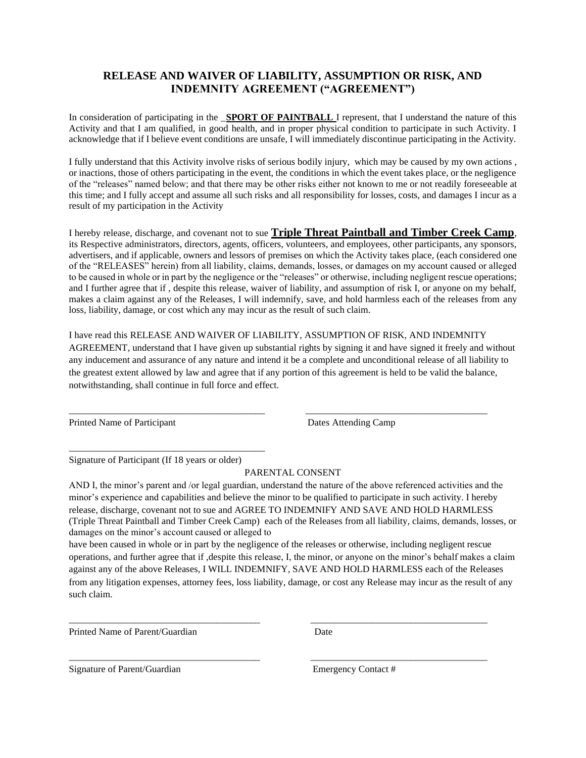## RELEASE AND WAIVER OF LIABILITY, ASSUMPTION OR RISK, AND INDEMNITY AGREEMENT ("AGREEMENT")

In consideration of participating in the _**SPORT OF PAINTBALL** I represent, that I understand the nature of this Activity and that I am qualified, in good health, and in proper physical condition to participate in such Activity. I acknowledge that if I believe event conditions are unsafe, I will immediately discontinue participating in the Activity.

I fully understand that this Activity involve risks of serious bodily injury, which may be caused by my own actions , or inactions, those of others participating in the event, the conditions in which the event takes place, or the negligence of the "releases" named below; and that there may be other risks either not known to me or not readily foreseeable at this time; and I fully accept and assume all such risks and all responsibility for losses, costs, and damages I incur as a result of my participation in the Activity

I hereby release, discharge, and covenant not to sue **Triple Threat Paintball and Timber Creek Camp**, its Respective administrators, directors, agents, officers, volunteers, and employees, other participants, any sponsors, advertisers, and if applicable, owners and lessors of premises on which the Activity takes place, (each considered one of the "RELEASES" herein) from all liability, claims, demands, losses, or damages on my account caused or alleged to be caused in whole or in part by the negligence or the "releases" or otherwise, including negligent rescue operations; and I further agree that if , despite this release, waiver of liability, and assumption of risk I, or anyone on my behalf, makes a claim against any of the Releases, I will indemnify, save, and hold harmless each of the releases from any loss, liability, damage, or cost which any may incur as the result of such claim.

I have read this RELEASE AND WAIVER OF LIABILITY, ASSUMPTION OF RISK, AND INDEMNITY AGREEMENT, understand that I have given up substantial rights by signing it and have signed it freely and without any inducement and assurance of any nature and intend it be a complete and unconditional release of all liability to the greatest extent allowed by law and agree that if any portion of this agreement is held to be valid the balance, notwithstanding, shall continue in full force and effect.

\_\_\_\_\_\_\_\_\_\_\_\_\_\_\_\_\_\_\_\_\_\_\_\_\_\_\_\_\_\_\_\_\_\_\_\_\_\_\_\_ \_\_\_\_\_\_\_\_\_\_\_\_\_\_\_\_\_\_\_\_\_\_\_\_\_\_\_\_\_\_\_\_\_\_\_\_\_\_\_\_

Printed Name of Participant Dates Attending Camp

\_\_\_\_\_\_\_\_\_\_\_\_\_\_\_\_\_\_\_\_\_\_\_\_\_\_\_\_\_\_\_\_\_\_\_\_\_\_\_\_

Signature of Participant (If 18 years or older)

PARENTAL CONSENT

AND I, the minor's parent and /or legal guardian, understand the nature of the above referenced activities and the minor's experience and capabilities and believe the minor to be qualified to participate in such activity. I hereby release, discharge, covenant not to sue and AGREE TO INDEMNIFY AND SAVE AND HOLD HARMLESS (Triple Threat Paintball and Timber Creek Camp) each of the Releases from all liability, claims, demands, losses, or damages on the minor's account caused or alleged to have been caused in whole or in part by the negligence of the releases or otherwise, including negligent rescue operations, and further agree that if ,despite this release, I, the minor, or anyone on the minor's behalf makes a claim against any of the above Releases, I WILL INDEMNIFY, SAVE AND HOLD HARMLESS each of the Releases from any litigation expenses, attorney fees, loss liability, damage, or cost any Release may incur as the result of any such claim.

\_\_\_\_\_\_\_\_\_\_\_\_\_\_\_\_\_\_\_\_\_\_\_\_\_\_\_\_\_\_\_\_\_\_\_\_\_\_\_\_ \_\_\_\_\_\_\_\_\_\_\_\_\_\_\_\_\_\_\_\_\_\_\_\_\_\_\_\_\_\_\_\_\_\_\_\_\_\_\_\_

Printed Name of Parent/Guardian Date

\_\_\_\_\_\_\_\_\_\_\_\_\_\_\_\_\_\_\_\_\_\_\_\_\_\_\_\_\_\_\_\_\_\_\_\_\_\_\_\_ \_\_\_\_\_\_\_\_\_\_\_\_\_\_\_\_\_\_\_\_\_\_\_\_\_\_\_\_\_\_\_\_\_\_\_\_\_\_\_\_

Signature of Parent/Guardian Emergency Contact #